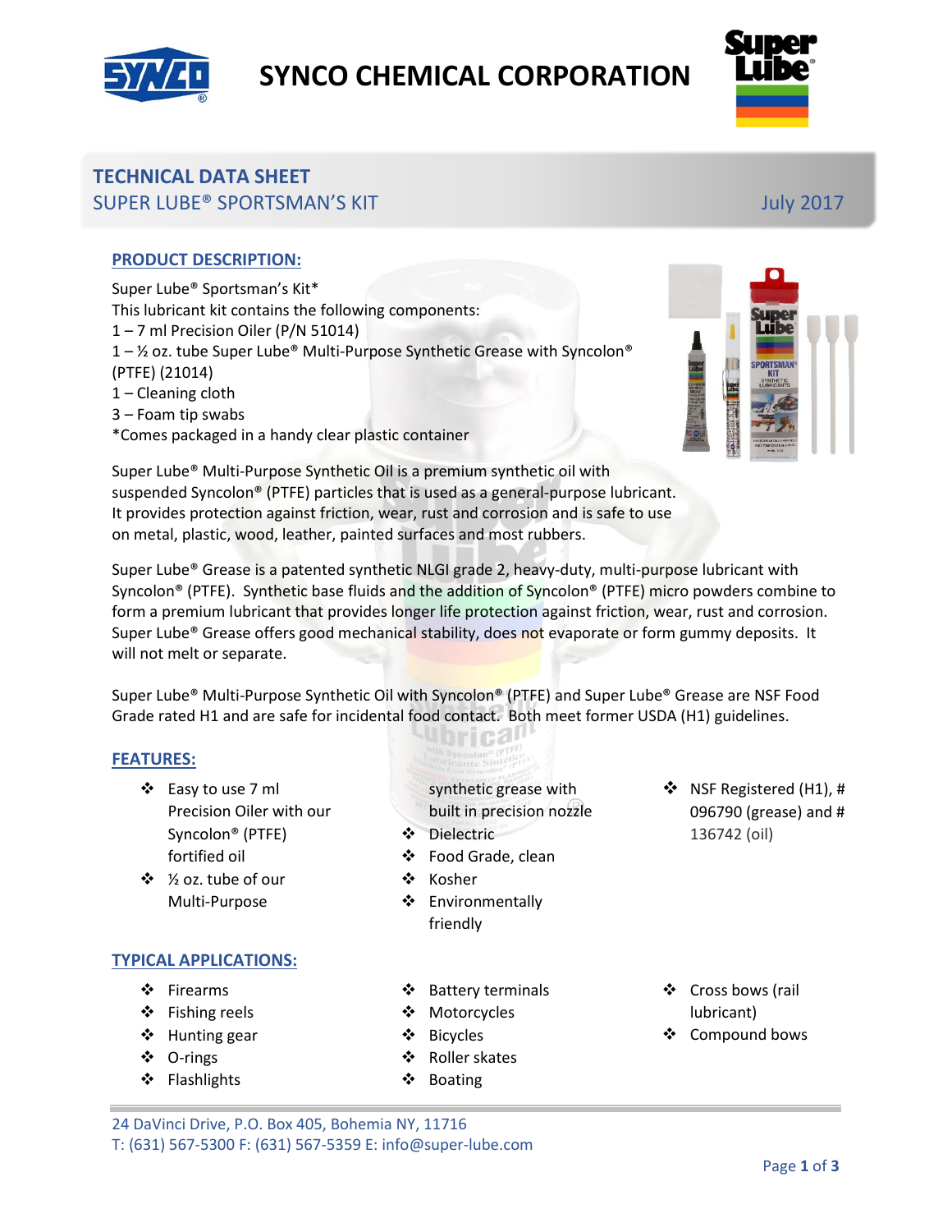# SYNCO CHEMICAL CORPORATION

## TECHNICAL DATA SHEET

SUPER LUBE® SPORTSMAN'S KIT

July 2017

### PRODUCT DESCRIPTION:

Super Lube® Sportsman's Kit*
This lubricant kit contains the following components:
1 – 7 ml Precision Oiler (P/N 51014)
1 – ½ oz. tube Super Lube® Multi-Purpose Synthetic Grease with Syncolon® (PTFE) (21014)
1 – Cleaning cloth
3 – Foam tip swabs
*Comes packaged in a handy clear plastic container

Super Lube® Multi-Purpose Synthetic Oil is a premium synthetic oil with suspended Syncolon® (PTFE) particles that is used as a general-purpose lubricant. It provides protection against friction, wear, rust and corrosion and is safe to use on metal, plastic, wood, leather, painted surfaces and most rubbers.

Super Lube® Grease is a patented synthetic NLGI grade 2, heavy-duty, multi-purpose lubricant with Syncolon® (PTFE). Synthetic base fluids and the addition of Syncolon® (PTFE) micro powders combine to form a premium lubricant that provides longer life protection against friction, wear, rust and corrosion. Super Lube® Grease offers good mechanical stability, does not evaporate or form gummy deposits. It will not melt or separate.

Super Lube® Multi-Purpose Synthetic Oil with Syncolon® (PTFE) and Super Lube® Grease are NSF Food Grade rated H1 and are safe for incidental food contact. Both meet former USDA (H1) guidelines.

### FEATURES:

- Easy to use 7 ml Precision Oiler with our Syncolon® (PTFE) fortified oil
- ½ oz. tube of our Multi-Purpose synthetic grease with built in precision nozzle
- Dielectric
- Food Grade, clean
- Kosher
- Environmentally friendly
- NSF Registered (H1), # 096790 (grease) and # 136742 (oil)

### TYPICAL APPLICATIONS:

- Firearms
- Fishing reels
- Hunting gear
- O-rings
- Flashlights
- Battery terminals
- Motorcycles
- Bicycles
- Roller skates
- Boating
- Cross bows (rail lubricant)
- Compound bows

24 DaVinci Drive, P.O. Box 405, Bohemia NY, 11716
T: (631) 567-5300 F: (631) 567-5359 E: info@super-lube.com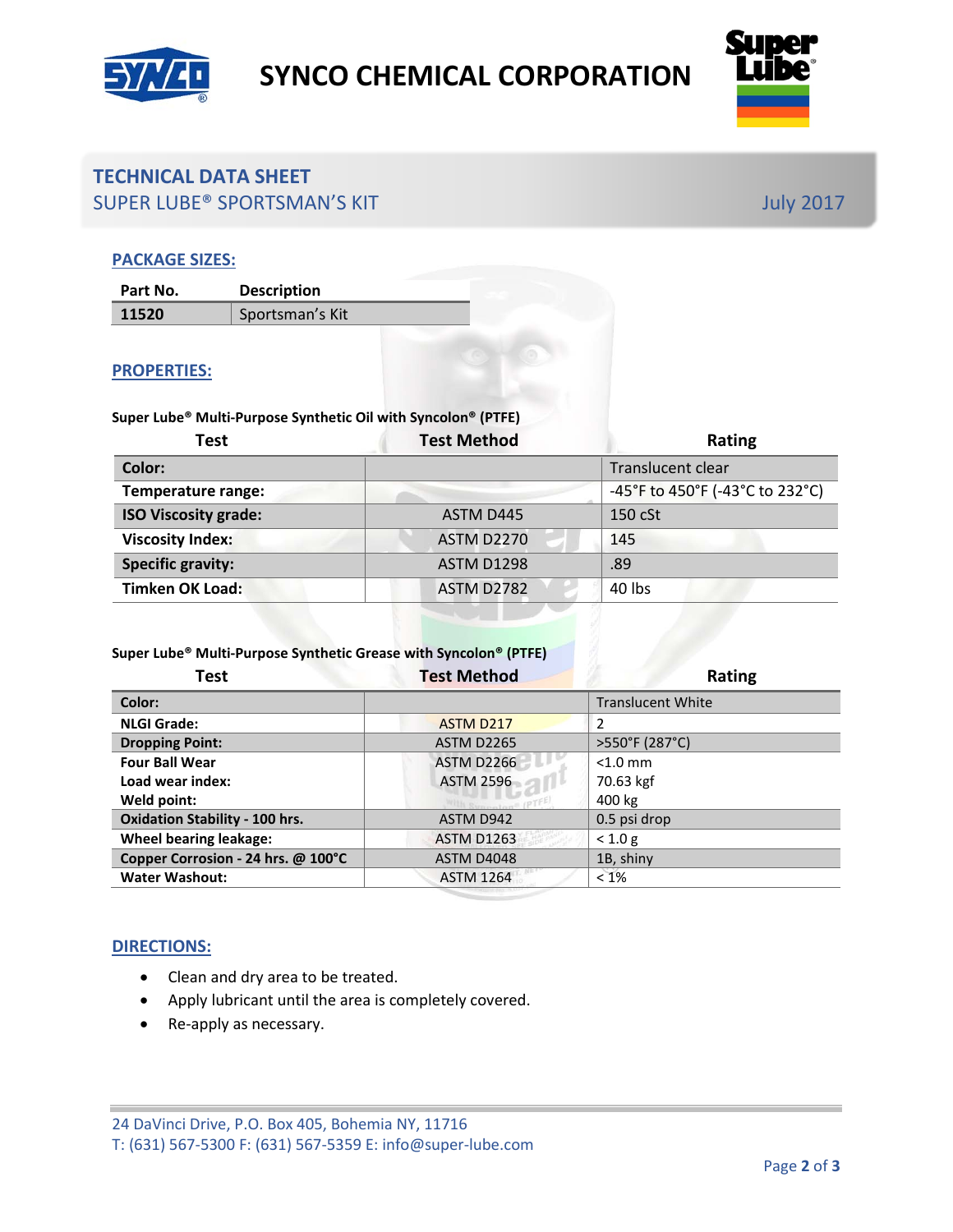# TECHNICAL DATA SHEET

## SUPER LUBE® SPORTSMAN'S KIT

July 2017

### PACKAGE SIZES:

| Part No. | Description |
|---|---|
| 11520 | Sportsman's Kit |

### PROPERTIES:

**Super Lube® Multi-Purpose Synthetic Oil with Syncolon® (PTFE)**

| Test | Test Method | Rating |
|---|---|---|
| **Color:** | | Translucent clear |
| **Temperature range:** | | -45°F to 450°F (-43°C to 232°C) |
| **ISO Viscosity grade:** | ASTM D445 | 150 cSt |
| **Viscosity Index:** | ASTM D2270 | 145 |
| **Specific gravity:** | ASTM D1298 | .89 |
| **Timken OK Load:** | ASTM D2782 | 40 lbs |

**Super Lube® Multi-Purpose Synthetic Grease with Syncolon® (PTFE)**

| Test | Test Method | Rating |
|---|---|---|
| **Color:** | | Translucent White |
| **NLGI Grade:** | ASTM D217 | 2 |
| **Dropping Point:** | ASTM D2265 | >550°F (287°C) |
| **Four Ball Wear** | ASTM D2266 | <1.0 mm |
| **Load wear index:** | ASTM 2596 | 70.63 kgf |
| **Weld point:** | | 400 kg |
| **Oxidation Stability - 100 hrs.** | ASTM D942 | 0.5 psi drop |
| **Wheel bearing leakage:** | ASTM D1263 | < 1.0 g |
| **Copper Corrosion - 24 hrs. @ 100°C** | ASTM D4048 | 1B, shiny |
| **Water Washout:** | ASTM 1264 | < 1% |

### DIRECTIONS:

- Clean and dry area to be treated.
- Apply lubricant until the area is completely covered.
- Re-apply as necessary.

24 DaVinci Drive, P.O. Box 405, Bohemia NY, 11716
T: (631) 567-5300 F: (631) 567-5359 E: info@super-lube.com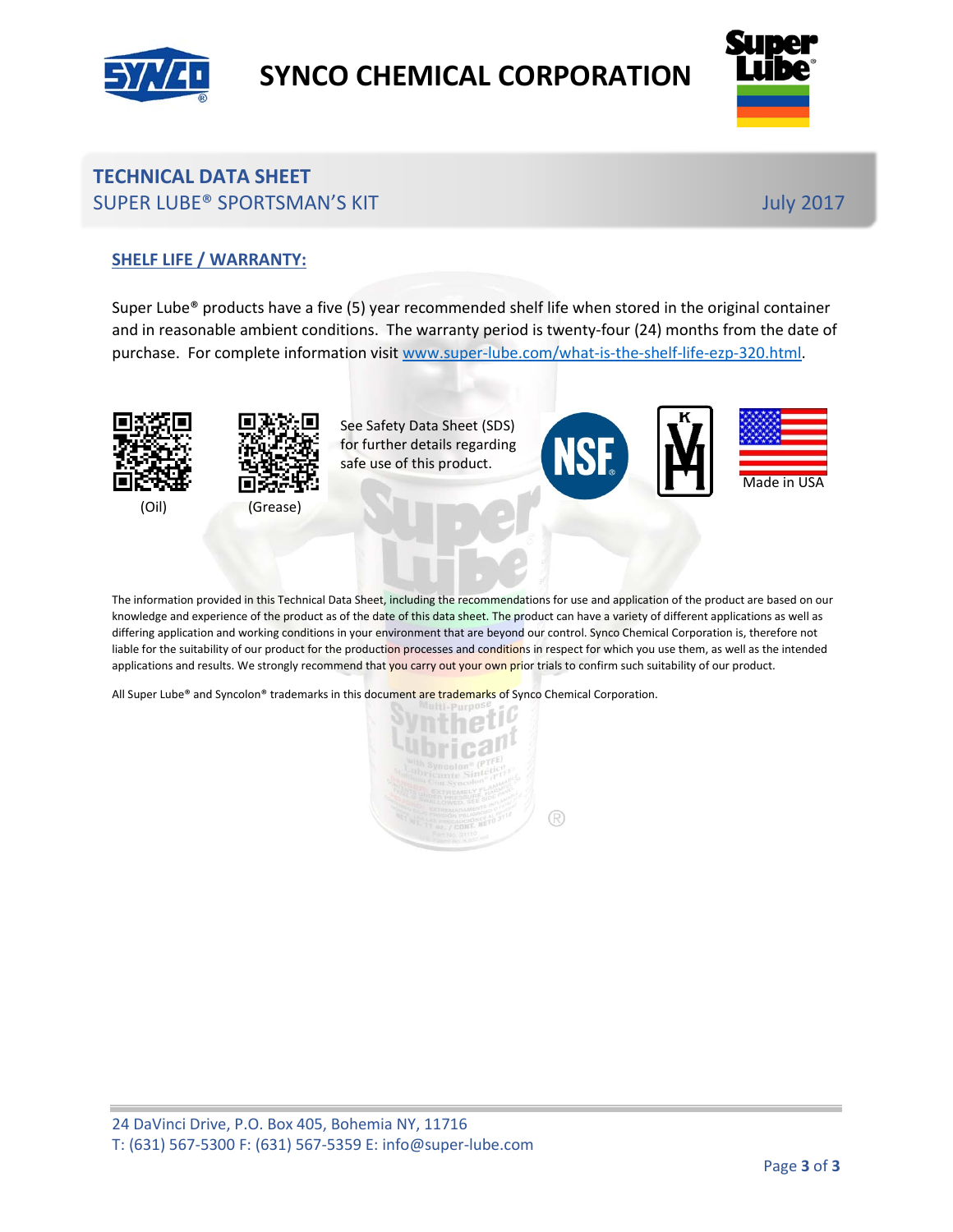## SHELF LIFE / WARRANTY:

Super Lube® products have a five (5) year recommended shelf life when stored in the original container and in reasonable ambient conditions. The warranty period is twenty-four (24) months from the date of purchase. For complete information visit www.super-lube.com/what-is-the-shelf-life-ezp-320.html.

(Oil) (Grease)

See Safety Data Sheet (SDS) for further details regarding safe use of this product.

Made in USA

The information provided in this Technical Data Sheet, including the recommendations for use and application of the product are based on our knowledge and experience of the product as of the date of this data sheet. The product can have a variety of different applications as well as differing application and working conditions in your environment that are beyond our control. Synco Chemical Corporation is, therefore not liable for the suitability of our product for the production processes and conditions in respect for which you use them, as well as the intended applications and results. We strongly recommend that you carry out your own prior trials to confirm such suitability of our product.

All Super Lube® and Syncolon® trademarks in this document are trademarks of Synco Chemical Corporation.

24 DaVinci Drive, P.O. Box 405, Bohemia NY, 11716
T: (631) 567-5300 F: (631) 567-5359 E: info@super-lube.com